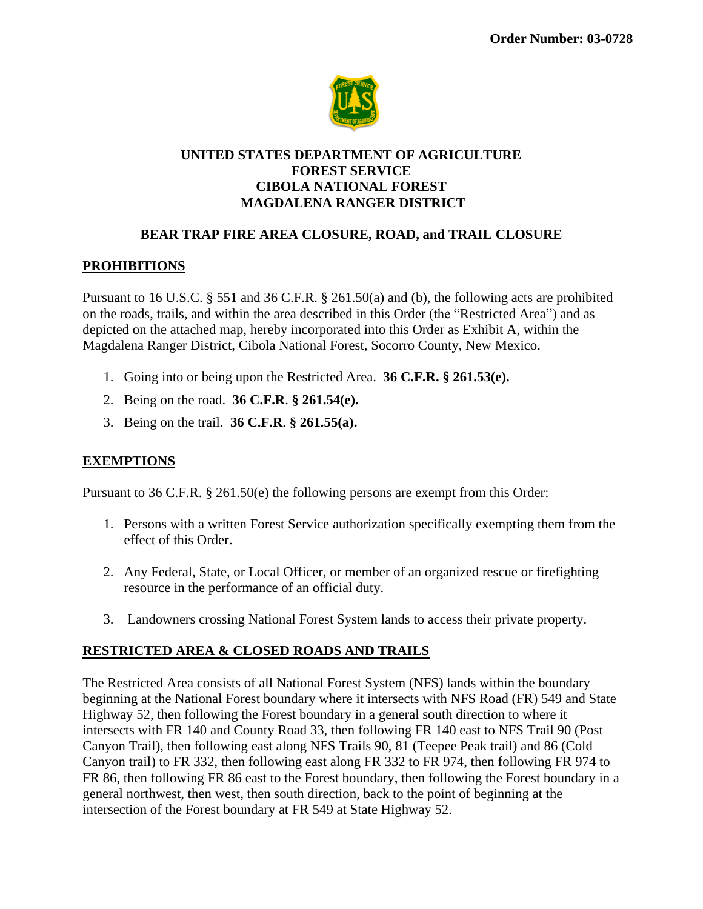**Order Number: 03-0728**

# UNITED STATES DEPARTMENT OF AGRICULTURE
# FOREST SERVICE
# CIBOLA NATIONAL FOREST
# MAGDALENA RANGER DISTRICT

## BEAR TRAP FIRE AREA CLOSURE, ROAD, and TRAIL CLOSURE

### PROHIBITIONS

Pursuant to 16 U.S.C. § 551 and 36 C.F.R. § 261.50(a) and (b), the following acts are prohibited on the roads, trails, and within the area described in this Order (the "Restricted Area") and as depicted on the attached map, hereby incorporated into this Order as Exhibit A, within the Magdalena Ranger District, Cibola National Forest, Socorro County, New Mexico.

1. Going into or being upon the Restricted Area. **36 C.F.R. § 261.53(e).**
2. Being on the road. **36 C.F.R. § 261.54(e).**
3. Being on the trail. **36 C.F.R. § 261.55(a).**

### EXEMPTIONS

Pursuant to 36 C.F.R. § 261.50(e) the following persons are exempt from this Order:

1. Persons with a written Forest Service authorization specifically exempting them from the effect of this Order.
2. Any Federal, State, or Local Officer, or member of an organized rescue or firefighting resource in the performance of an official duty.
3. Landowners crossing National Forest System lands to access their private property.

### RESTRICTED AREA & CLOSED ROADS AND TRAILS

The Restricted Area consists of all National Forest System (NFS) lands within the boundary beginning at the National Forest boundary where it intersects with NFS Road (FR) 549 and State Highway 52, then following the Forest boundary in a general south direction to where it intersects with FR 140 and County Road 33, then following FR 140 east to NFS Trail 90 (Post Canyon Trail), then following east along NFS Trails 90, 81 (Teepee Peak trail) and 86 (Cold Canyon trail) to FR 332, then following east along FR 332 to FR 974, then following FR 974 to FR 86, then following FR 86 east to the Forest boundary, then following the Forest boundary in a general northwest, then west, then south direction, back to the point of beginning at the intersection of the Forest boundary at FR 549 at State Highway 52.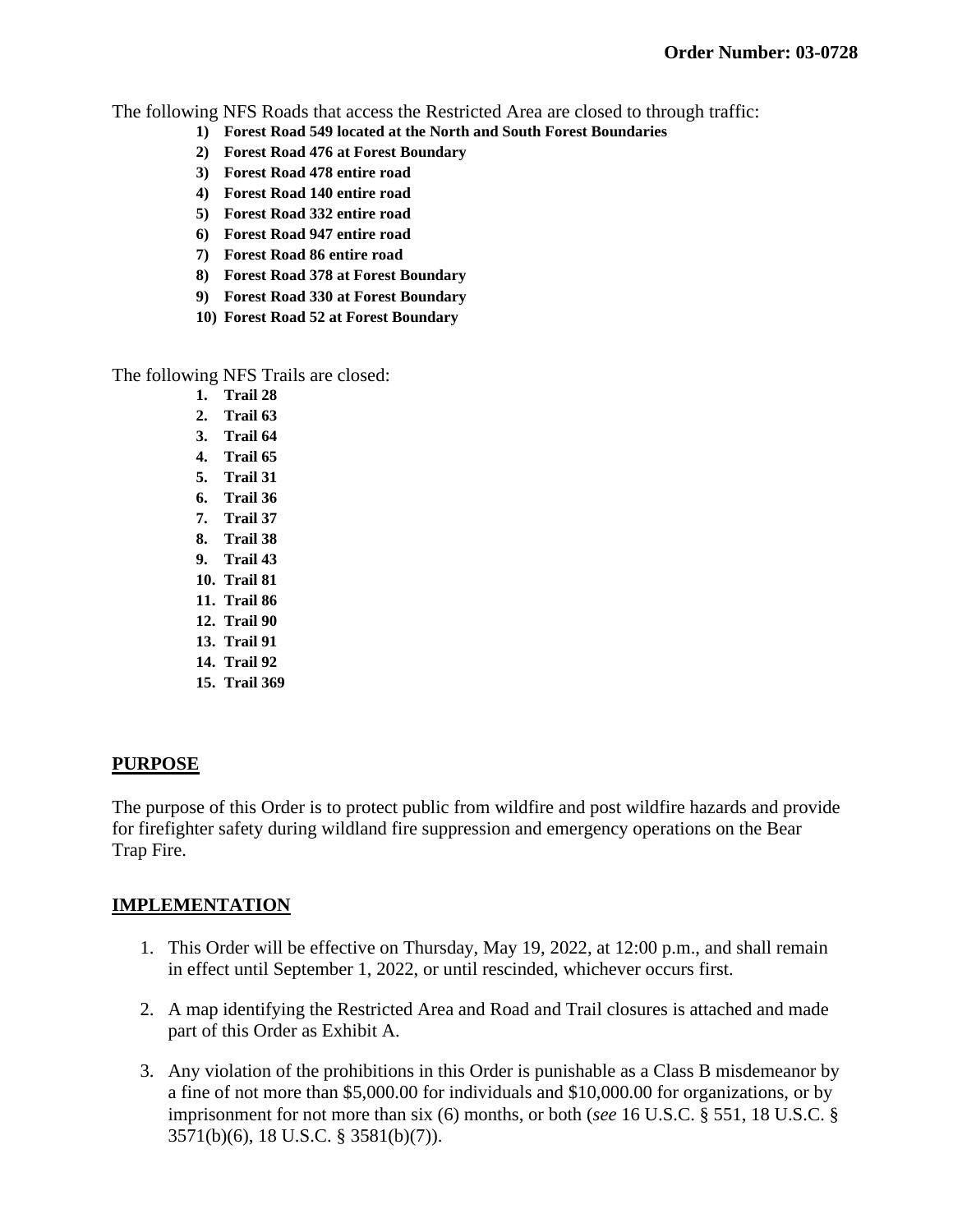**Order Number: 03-0728**

The following NFS Roads that access the Restricted Area are closed to through traffic:

1) **Forest Road 549 located at the North and South Forest Boundaries**
2) **Forest Road 476 at Forest Boundary**
3) **Forest Road 478 entire road**
4) **Forest Road 140 entire road**
5) **Forest Road 332 entire road**
6) **Forest Road 947 entire road**
7) **Forest Road 86 entire road**
8) **Forest Road 378 at Forest Boundary**
9) **Forest Road 330 at Forest Boundary**
10) **Forest Road 52 at Forest Boundary**

The following NFS Trails are closed:

1. **Trail 28**
2. **Trail 63**
3. **Trail 64**
4. **Trail 65**
5. **Trail 31**
6. **Trail 36**
7. **Trail 37**
8. **Trail 38**
9. **Trail 43**
10. **Trail 81**
11. **Trail 86**
12. **Trail 90**
13. **Trail 91**
14. **Trail 92**
15. **Trail 369**

## PURPOSE

The purpose of this Order is to protect public from wildfire and post wildfire hazards and provide for firefighter safety during wildland fire suppression and emergency operations on the Bear Trap Fire.

## IMPLEMENTATION

1. This Order will be effective on Thursday, May 19, 2022, at 12:00 p.m., and shall remain in effect until September 1, 2022, or until rescinded, whichever occurs first.

2. A map identifying the Restricted Area and Road and Trail closures is attached and made part of this Order as Exhibit A.

3. Any violation of the prohibitions in this Order is punishable as a Class B misdemeanor by a fine of not more than $5,000.00 for individuals and $10,000.00 for organizations, or by imprisonment for not more than six (6) months, or both (*see* 16 U.S.C. § 551, 18 U.S.C. § 3571(b)(6), 18 U.S.C. § 3581(b)(7)).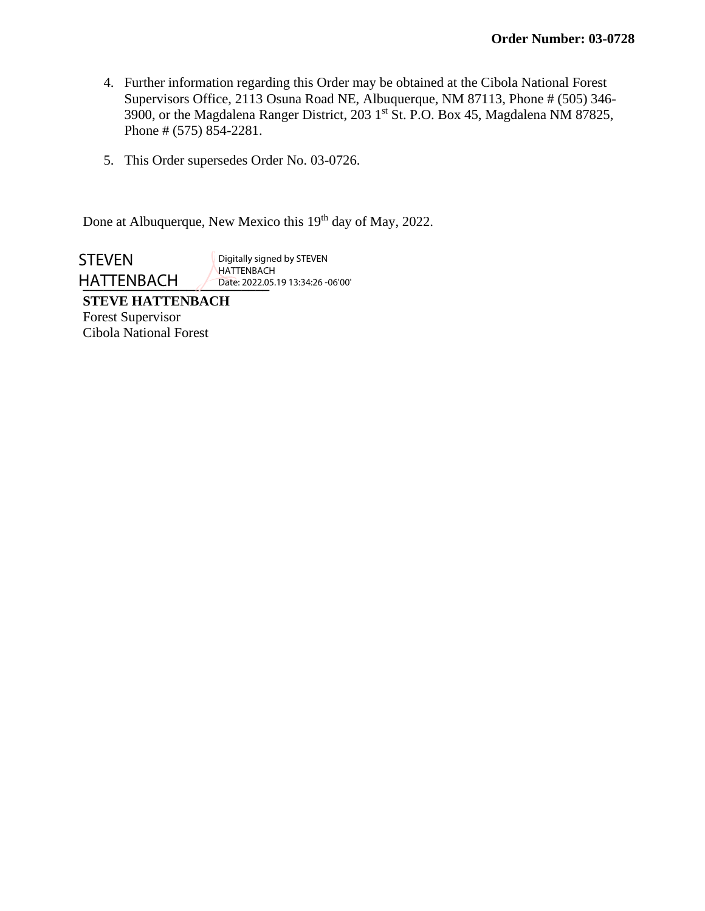**Order Number: 03-0728**

4. Further information regarding this Order may be obtained at the Cibola National Forest Supervisors Office, 2113 Osuna Road NE, Albuquerque, NM 87113, Phone # (505) 346-3900, or the Magdalena Ranger District, 203 1st St. P.O. Box 45, Magdalena NM 87825, Phone # (575) 854-2281.

5. This Order supersedes Order No. 03-0726.

Done at Albuquerque, New Mexico this 19th day of May, 2022.

STEVEN HATTENBACH Digitally signed by STEVEN HATTENBACH Date: 2022.05.19 13:34:26 -06'00'

**STEVE HATTENBACH**
Forest Supervisor
Cibola National Forest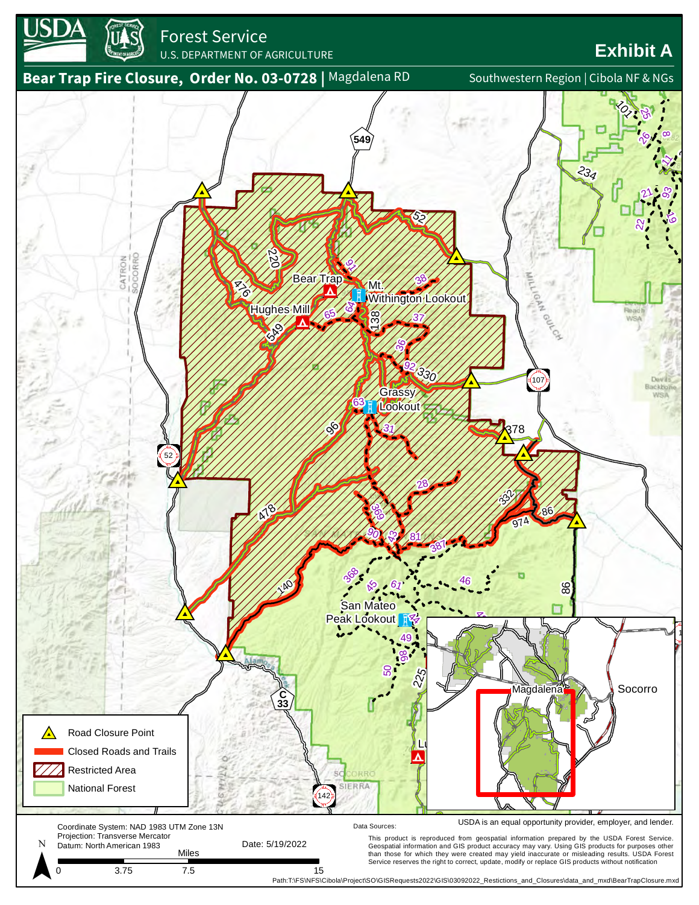USDA Forest Service
U.S. DEPARTMENT OF AGRICULTURE

# Exhibit A

## Bear Trap Fire Closure, Order No. 03-0728 | Magdalena RD

Southwestern Region | Cibola NF & NGs

549
52
220
476
Bear Trap
Mt. Withington Lookout
Hughes Mill
91
38
64
65
138
37
36
92
330
107
Grassy Lookout
63
31
96
378
52
28
332
86
478
369
974
90
43
81
387
368
45
61
46
140
86
San Mateo Peak Lookout
49
50
98
225
C 33
142
101
25
26
8
11
234
21
93
22
19
CATRON SOCORRO
MILLIGAN GULCH
SOCORRO SIERRA
Magdalena
Socorro

Road Closure Point
Closed Roads and Trails
Restricted Area
National Forest

Coordinate System: NAD 1983 UTM Zone 13N
Projection: Transverse Mercator
Datum: North American 1983

Date: 5/19/2022

Miles
0 3.75 7.5 15

Data Sources:

USDA is an equal opportunity provider, employer, and lender.

This product is reproduced from geospatial information prepared by the USDA Forest Service. Geospatial information and GIS product accuracy may vary. Using GIS products for purposes other than those for which they were created may yield inaccurate or misleading results. USDA Forest Service reserves the right to correct, update, modify or replace GIS products without notification

Path:T:\FS\NFS\Cibola\Project\SO\GISRequests2022\GIS\03092022_Restictions_and_Closures\data_and_mxd\BearTrapClosure.mxd